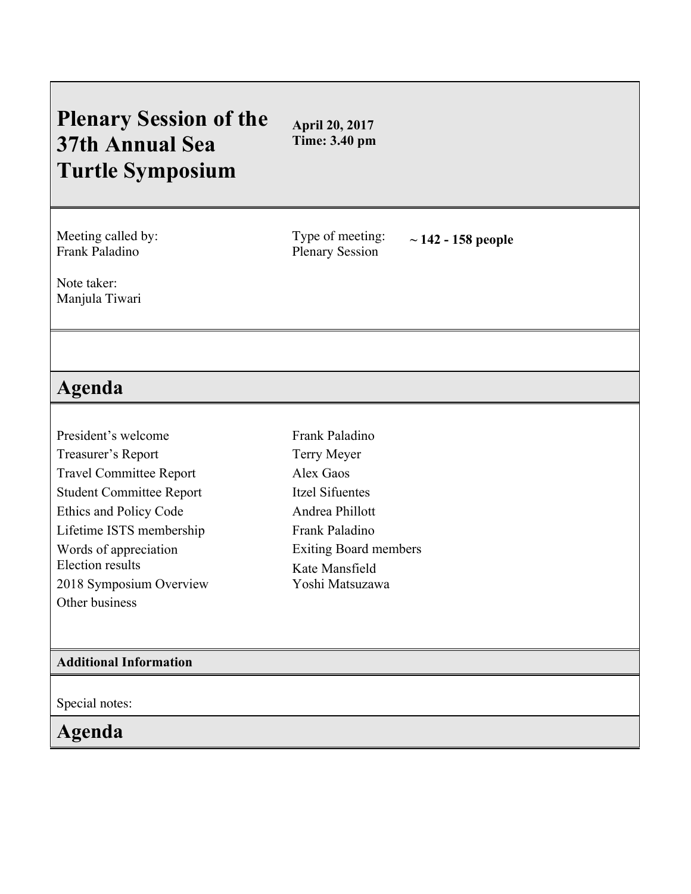# Plenary Session of the 37th Annual Sea Turtle Symposium

**April 20, 2017**
**Time: 3.40 pm**

Meeting called by:
Frank Paladino

Type of meeting:
Plenary Session

**~ 142 - 158 people**

Note taker:
Manjula Tiwari

## Agenda

| | |
|---|---|
| President's welcome | Frank Paladino |
| Treasurer's Report | Terry Meyer |
| Travel Committee Report | Alex Gaos |
| Student Committee Report | Itzel Sifuentes |
| Ethics and Policy Code | Andrea Phillott |
| Lifetime ISTS membership | Frank Paladino |
| Words of appreciation | Exiting Board members |
| Election results | Kate Mansfield |
| 2018 Symposium Overview | Yoshi Matsuzawa |
| Other business | |

**Additional Information**

Special notes:

## Agenda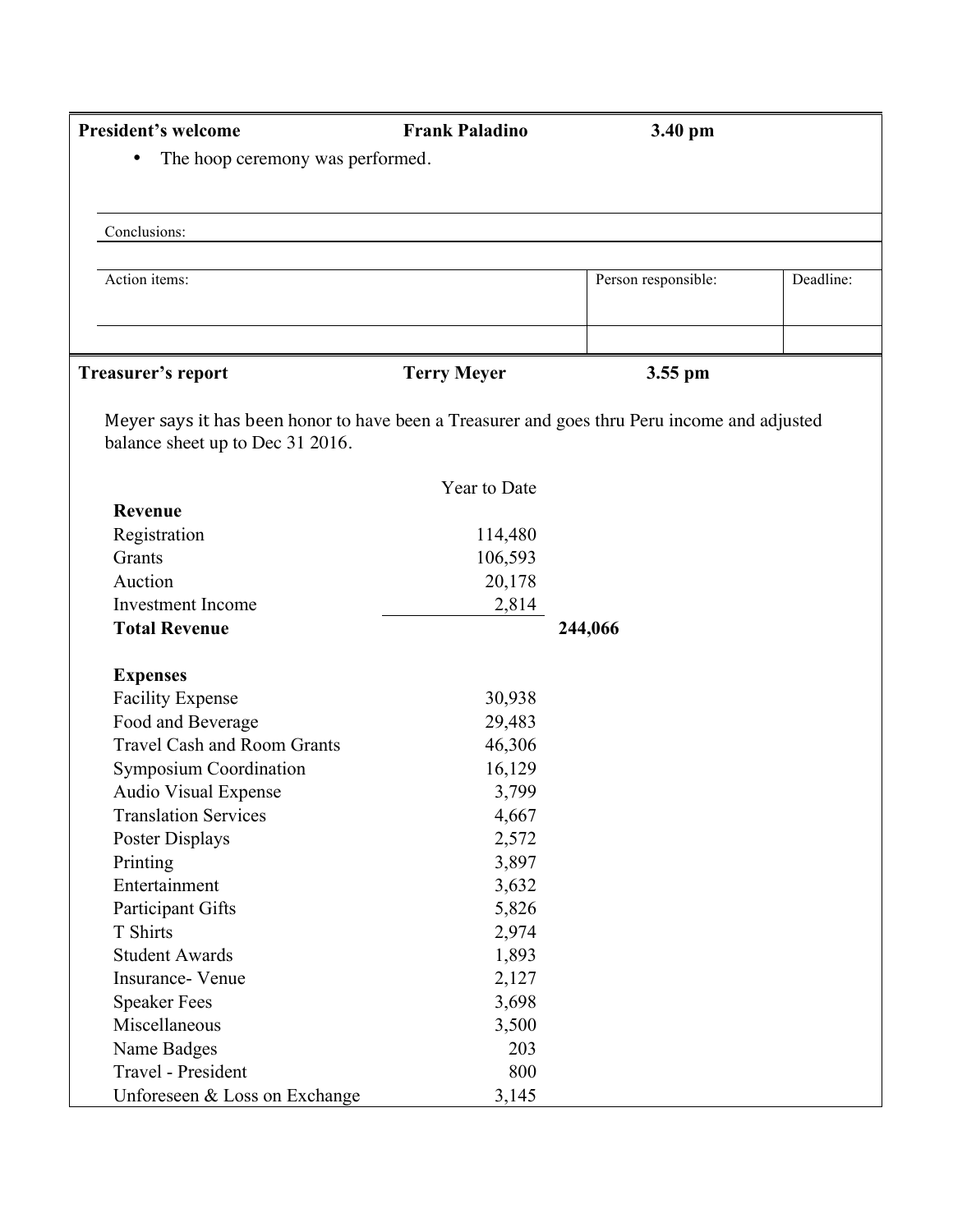| President's welcome | Frank Paladino | 3.40 pm | |
|---|---|---|---|

- The hoop ceremony was performed.

| Conclusions: | | |
|---|---|---|
| | | |

| Action items: | Person responsible: | Deadline: |
|---|---|---|
| | | |

| Treasurer's report | Terry Meyer | 3.55 pm | |
|---|---|---|---|

Meyer says it has been honor to have been a Treasurer and goes thru Peru income and adjusted balance sheet up to Dec 31 2016.

| | Year to Date | |
|---|---|---|
| **Revenue** | | |
| Registration | 114,480 | |
| Grants | 106,593 | |
| Auction | 20,178 | |
| Investment Income | 2,814 | |
| **Total Revenue** | | **244,066** |
| | | |
| **Expenses** | | |
| Facility Expense | 30,938 | |
| Food and Beverage | 29,483 | |
| Travel Cash and Room Grants | 46,306 | |
| Symposium Coordination | 16,129 | |
| Audio Visual Expense | 3,799 | |
| Translation Services | 4,667 | |
| Poster Displays | 2,572 | |
| Printing | 3,897 | |
| Entertainment | 3,632 | |
| Participant Gifts | 5,826 | |
| T Shirts | 2,974 | |
| Student Awards | 1,893 | |
| Insurance- Venue | 2,127 | |
| Speaker Fees | 3,698 | |
| Miscellaneous | 3,500 | |
| Name Badges | 203 | |
| Travel - President | 800 | |
| Unforeseen & Loss on Exchange | 3,145 | |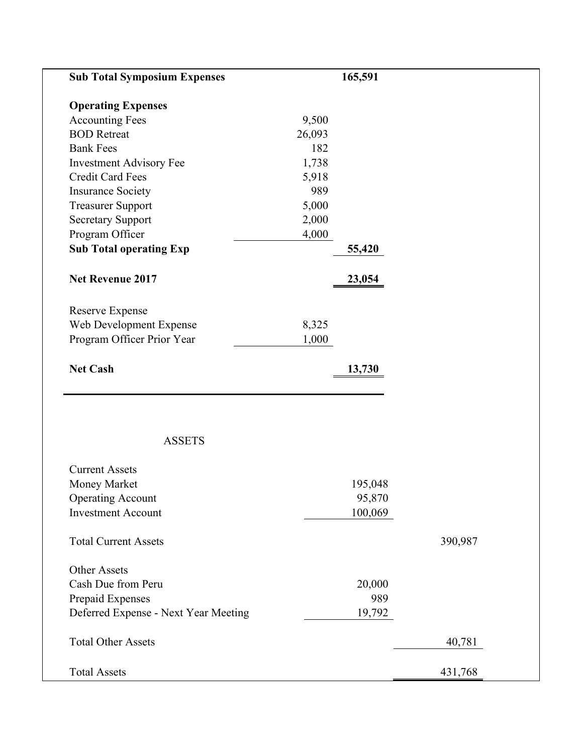| | | | |
|---|---|---|---|
| **Sub Total Symposium Expenses** | | **165,591** | |
| | | | |
| **Operating Expenses** | | | |
| Accounting Fees | 9,500 | | |
| BOD Retreat | 26,093 | | |
| Bank Fees | 182 | | |
| Investment Advisory Fee | 1,738 | | |
| Credit Card Fees | 5,918 | | |
| Insurance Society | 989 | | |
| Treasurer Support | 5,000 | | |
| Secretary Support | 2,000 | | |
| Program Officer | 4,000 | | |
| **Sub Total operating Exp** | | **55,420** | |
| | | | |
| **Net Revenue 2017** | | **23,054** | |
| | | | |
| Reserve Expense | | | |
| Web Development Expense | 8,325 | | |
| Program Officer Prior Year | 1,000 | | |
| | | | |
| **Net Cash** | | **13,730** | |

ASSETS

| | | |
|---|---|---|
| Current Assets | | |
| Money Market | 195,048 | |
| Operating Account | 95,870 | |
| Investment Account | 100,069 | |
| | | |
| Total Current Assets | | 390,987 |
| | | |
| Other Assets | | |
| Cash Due from Peru | 20,000 | |
| Prepaid Expenses | 989 | |
| Deferred Expense - Next Year Meeting | 19,792 | |
| | | |
| Total Other Assets | | 40,781 |
| | | |
| Total Assets | | 431,768 |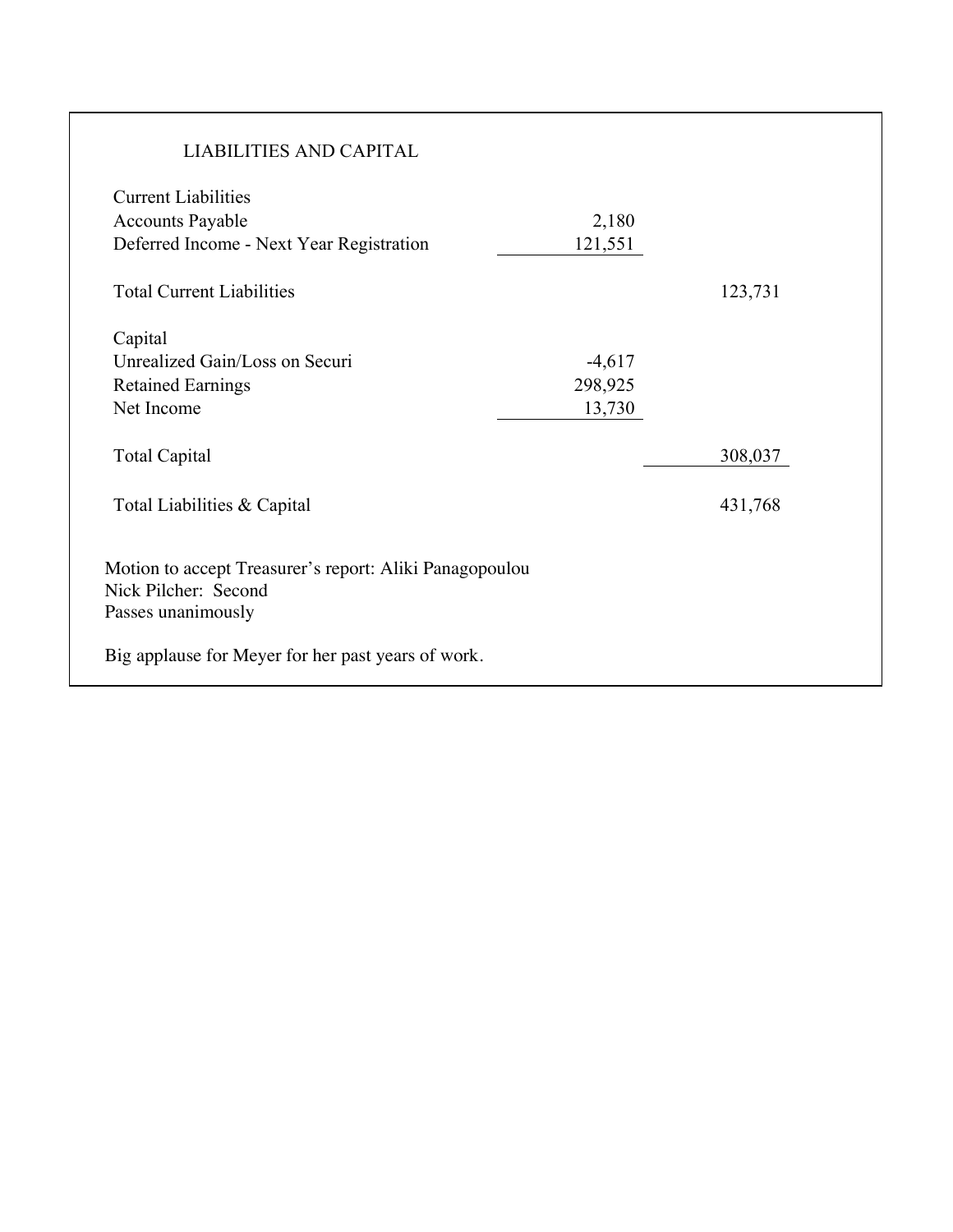## LIABILITIES AND CAPITAL

| | | |
|---|---|---|
| Current Liabilities | | |
| Accounts Payable | 2,180 | |
| Deferred Income - Next Year Registration | 121,551 | |
| Total Current Liabilities | | 123,731 |
| Capital | | |
| Unrealized Gain/Loss on Securi | -4,617 | |
| Retained Earnings | 298,925 | |
| Net Income | 13,730 | |
| Total Capital | | 308,037 |
| Total Liabilities & Capital | | 431,768 |

Motion to accept Treasurer's report: Aliki Panagopoulou
Nick Pilcher: Second
Passes unanimously

Big applause for Meyer for her past years of work.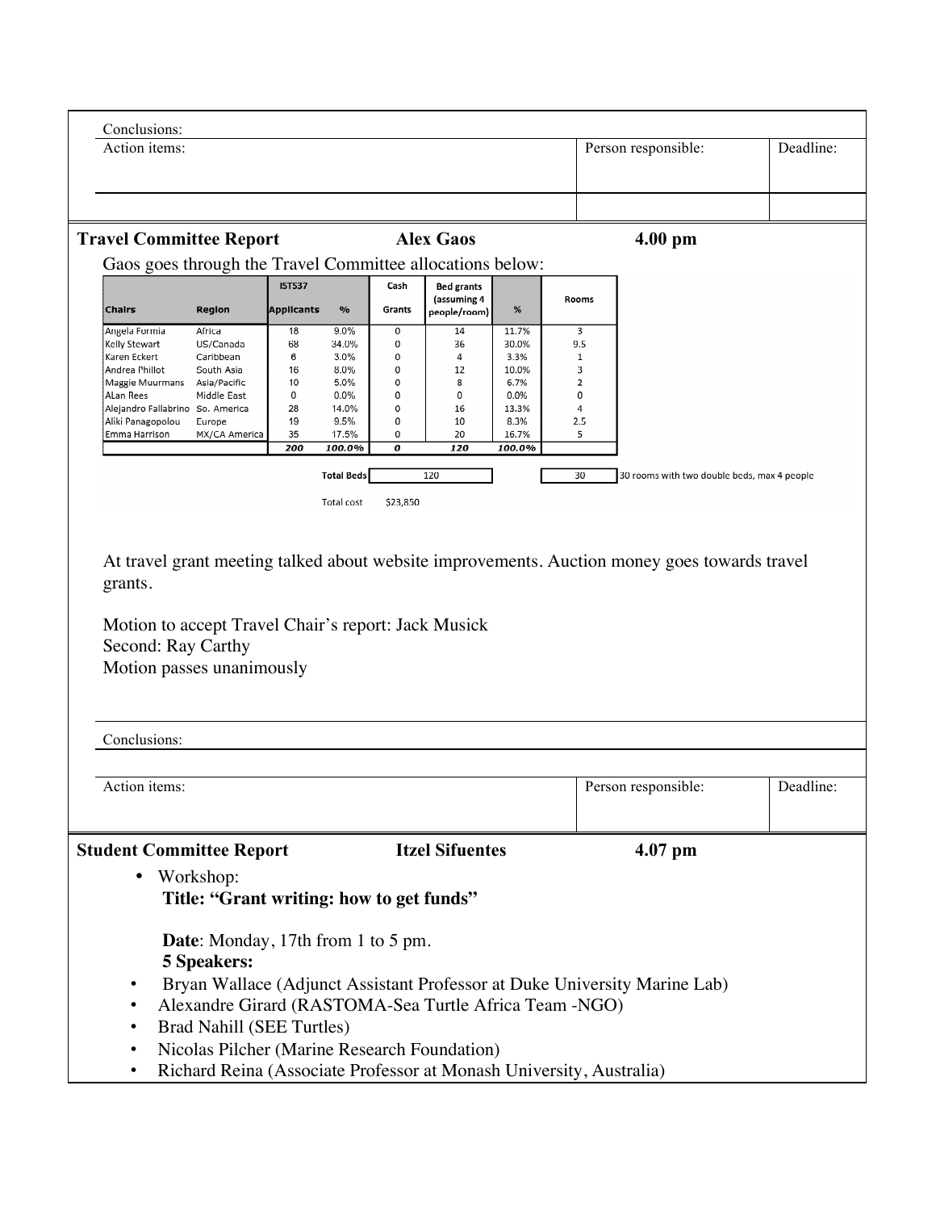| Conclusions: | | |
|---|---|---|
| Action items: | Person responsible: | Deadline: |
| | | |

**Travel Committee Report** **Alex Gaos** **4.00 pm**

Gaos goes through the Travel Committee allocations below:

| Chairs | Region | ISTS37 Applicants | % | Cash Grants | Bed grants (assuming 4 people/room) | % | Rooms |
|---|---|---|---|---|---|---|---|
| Angela Formia | Africa | 18 | 9.0% | 0 | 14 | 11.7% | 3 |
| Kelly Stewart | US/Canada | 68 | 34.0% | 0 | 36 | 30.0% | 9.5 |
| Karen Eckert | Caribbean | 6 | 3.0% | 0 | 4 | 3.3% | 1 |
| Andrea Phillot | South Asia | 16 | 8.0% | 0 | 12 | 10.0% | 3 |
| Maggie Muurmans | Asia/Pacific | 10 | 5.0% | 0 | 8 | 6.7% | 2 |
| ALan Rees | Middle East | 0 | 0.0% | 0 | 0 | 0.0% | 0 |
| Alejandro Fallabrino | So. America | 28 | 14.0% | 0 | 16 | 13.3% | 4 |
| Aliki Panagopolou | Europe | 19 | 9.5% | 0 | 10 | 8.3% | 2.5 |
| Emma Harrison | MX/CA America | 35 | 17.5% | 0 | 20 | 16.7% | 5 |
| | | *200* | *100.0%* | *0* | *120* | *100.0%* | |
| | | | Total Beds | | 120 | | 30 — 30 rooms with two double beds, max 4 people |
| | | | Total cost | $23,850 | | | |

At travel grant meeting talked about website improvements. Auction money goes towards travel grants.

Motion to accept Travel Chair's report: Jack Musick
Second: Ray Carthy
Motion passes unanimously

| Conclusions: | | |
|---|---|---|
| Action items: | Person responsible: | Deadline: |

**Student Committee Report** **Itzel Sifuentes** **4.07 pm**

- Workshop:
  **Title: "Grant writing: how to get funds"**

  **Date**: Monday, 17th from 1 to 5 pm.
  **5 Speakers:**
- Bryan Wallace (Adjunct Assistant Professor at Duke University Marine Lab)
- Alexandre Girard (RASTOMA-Sea Turtle Africa Team -NGO)
- Brad Nahill (SEE Turtles)
- Nicolas Pilcher (Marine Research Foundation)
- Richard Reina (Associate Professor at Monash University, Australia)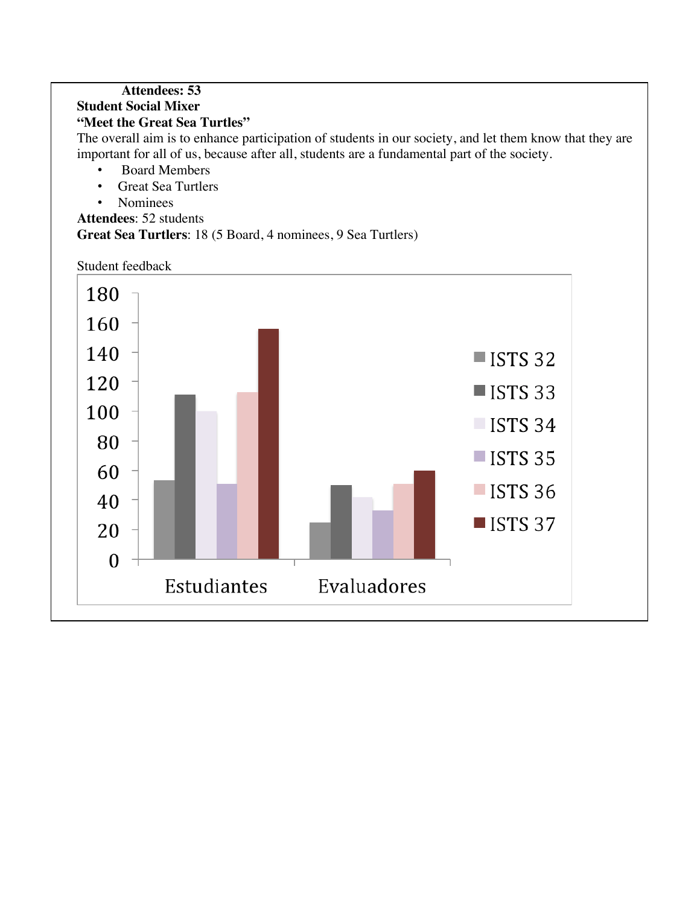**Attendees: 53**

**Student Social Mixer**

**"Meet the Great Sea Turtles"**

The overall aim is to enhance participation of students in our society, and let them know that they are important for all of us, because after all, students are a fundamental part of the society.

- Board Members
- Great Sea Turtlers
- Nominees

**Attendees**: 52 students

**Great Sea Turtlers**: 18 (5 Board, 4 nominees, 9 Sea Turtlers)

Student feedback

| | ISTS 32 | ISTS 33 | ISTS 34 | ISTS 35 | ISTS 36 | ISTS 37 |
|---|---|---|---|---|---|---|
| Estudiantes | 53 | 111 | 100 | 51 | 113 | 156 |
| Evaluadores | 25 | 50 | 42 | 33 | 51 | 60 |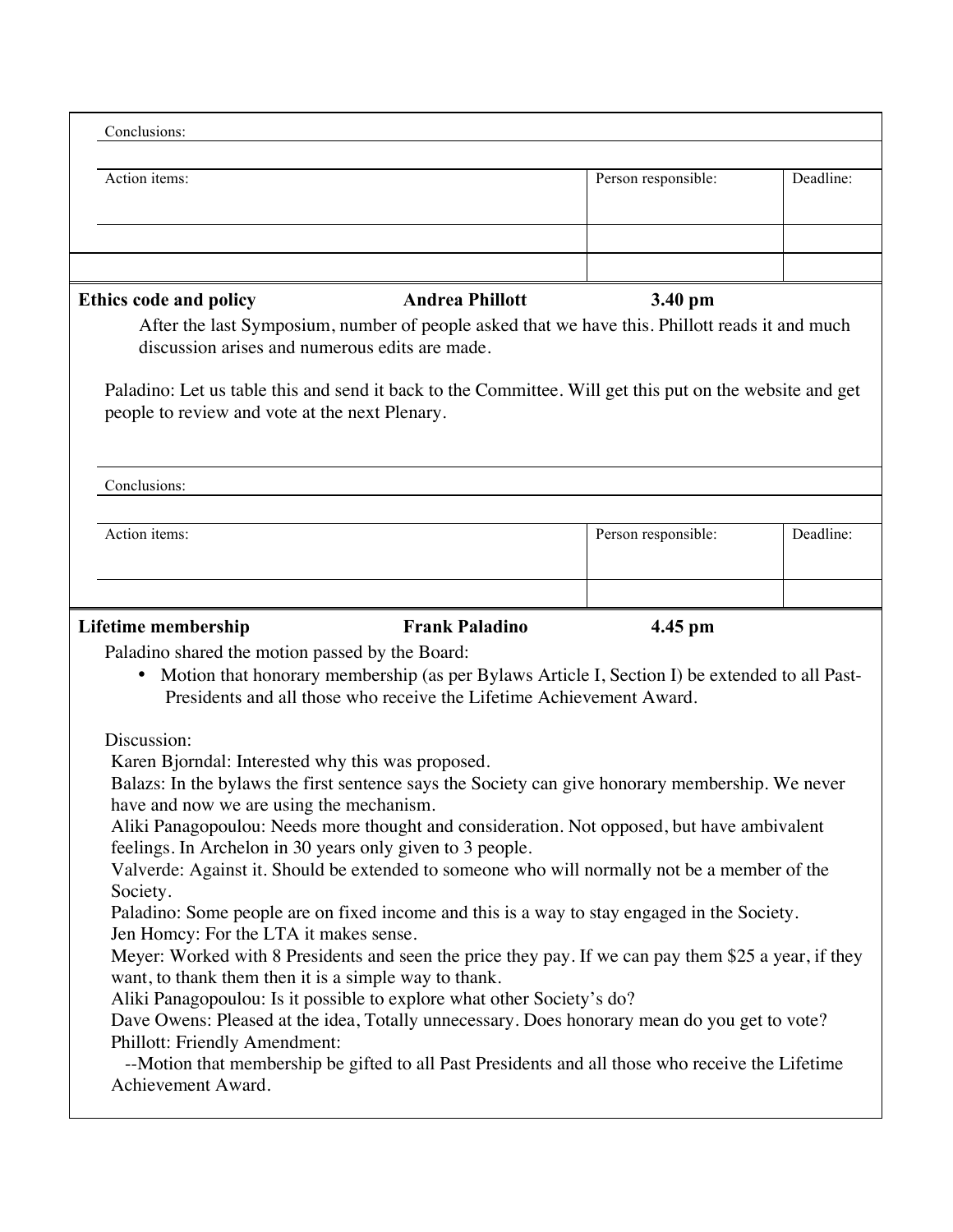| Conclusions: | | |
|---|---|---|
| | | |
| **Action items:** | **Person responsible:** | **Deadline:** |
| | | |
| | | |

**Ethics code and policy** — **Andrea Phillott** — **3.40 pm**

After the last Symposium, number of people asked that we have this. Phillott reads it and much discussion arises and numerous edits are made.

Paladino: Let us table this and send it back to the Committee. Will get this put on the website and get people to review and vote at the next Plenary.

| Conclusions: | | |
|---|---|---|
| | | |
| **Action items:** | **Person responsible:** | **Deadline:** |
| | | |

**Lifetime membership** — **Frank Paladino** — **4.45 pm**

Paladino shared the motion passed by the Board:

- Motion that honorary membership (as per Bylaws Article I, Section I) be extended to all Past-Presidents and all those who receive the Lifetime Achievement Award.

Discussion:

Karen Bjorndal: Interested why this was proposed.
Balazs: In the bylaws the first sentence says the Society can give honorary membership. We never have and now we are using the mechanism.
Aliki Panagopoulou: Needs more thought and consideration. Not opposed, but have ambivalent feelings. In Archelon in 30 years only given to 3 people.
Valverde: Against it. Should be extended to someone who will normally not be a member of the Society.
Paladino: Some people are on fixed income and this is a way to stay engaged in the Society.
Jen Homcy: For the LTA it makes sense.
Meyer: Worked with 8 Presidents and seen the price they pay. If we can pay them $25 a year, if they want, to thank them then it is a simple way to thank.
Aliki Panagopoulou: Is it possible to explore what other Society's do?
Dave Owens: Pleased at the idea, Totally unnecessary. Does honorary mean do you get to vote?
Phillott: Friendly Amendment:
--Motion that membership be gifted to all Past Presidents and all those who receive the Lifetime Achievement Award.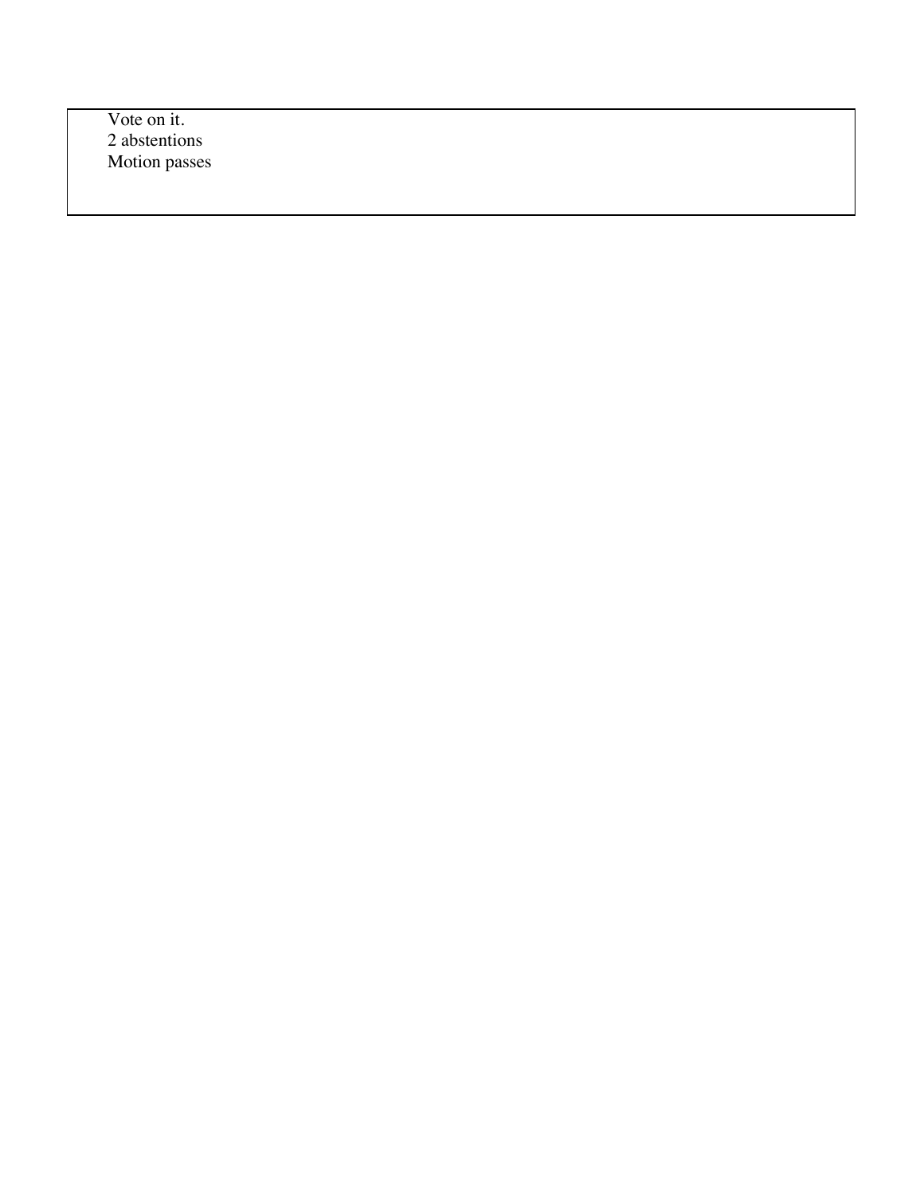Vote on it.
2 abstentions
Motion passes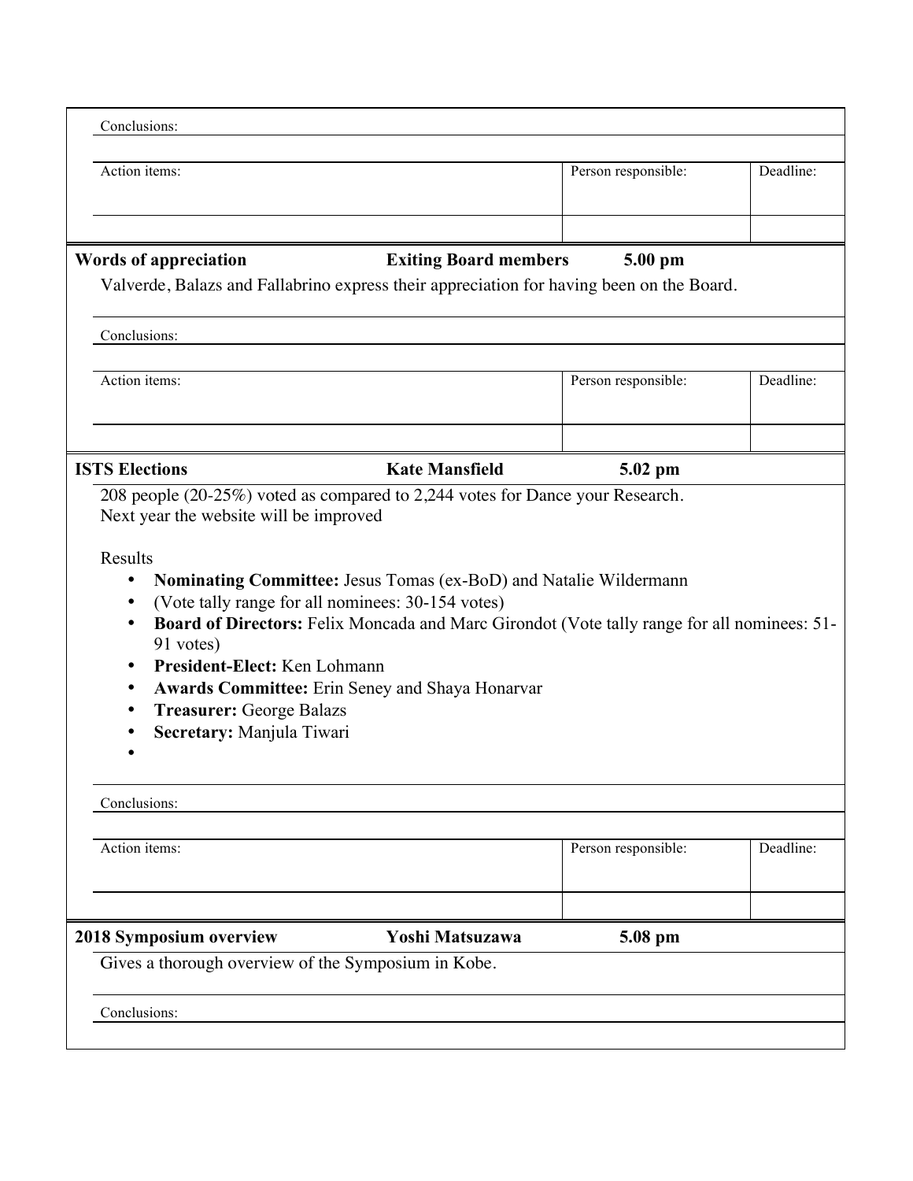Conclusions:

| Action items: | Person responsible: | Deadline: |
|---|---|---|
| | | |

**Words of appreciation** | **Exiting Board members** | **5.00 pm**

Valverde, Balazs and Fallabrino express their appreciation for having been on the Board.

Conclusions:

| Action items: | Person responsible: | Deadline: |
|---|---|---|
| | | |

**ISTS Elections** | **Kate Mansfield** | **5.02 pm**

208 people (20-25%) voted as compared to 2,244 votes for Dance your Research.
Next year the website will be improved

Results

- **Nominating Committee:** Jesus Tomas (ex-BoD) and Natalie Wildermann
- (Vote tally range for all nominees: 30-154 votes)
- **Board of Directors:** Felix Moncada and Marc Girondot (Vote tally range for all nominees: 51-91 votes)
- **President-Elect:** Ken Lohmann
- **Awards Committee:** Erin Seney and Shaya Honarvar
- **Treasurer:** George Balazs
- **Secretary:** Manjula Tiwari
- 

Conclusions:

| Action items: | Person responsible: | Deadline: |
|---|---|---|
| | | |

**2018 Symposium overview** | **Yoshi Matsuzawa** | **5.08 pm**

Gives a thorough overview of the Symposium in Kobe.

Conclusions: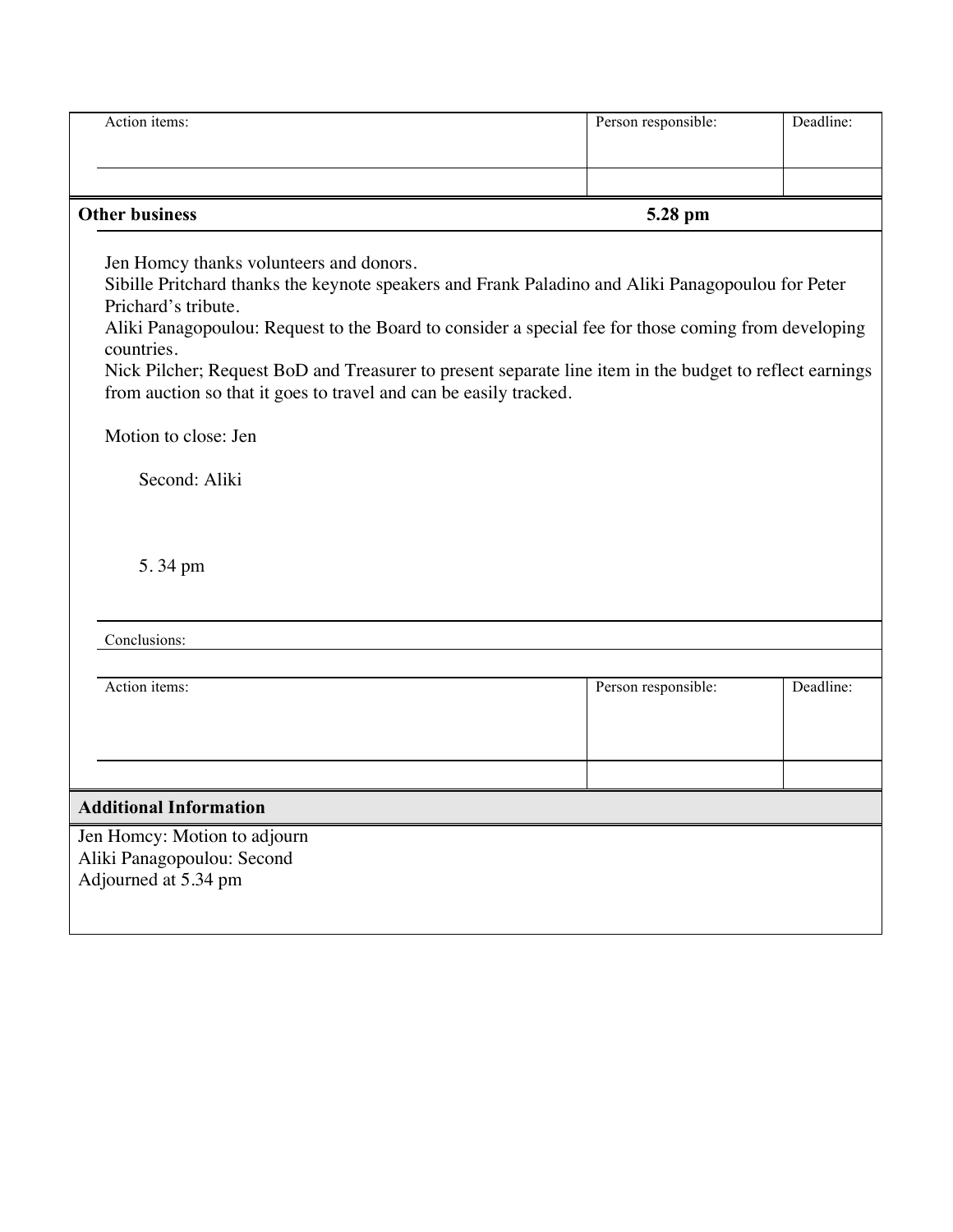| Action items: | Person responsible: | Deadline: |
| --- | --- | --- |
| | | |

**Other business** **5.28 pm**

Jen Homcy thanks volunteers and donors.
Sibille Pritchard thanks the keynote speakers and Frank Paladino and Aliki Panagopoulou for Peter Prichard's tribute.
Aliki Panagopoulou: Request to the Board to consider a special fee for those coming from developing countries.
Nick Pilcher; Request BoD and Treasurer to present separate line item in the budget to reflect earnings from auction so that it goes to travel and can be easily tracked.

Motion to close: Jen

Second: Aliki

5. 34 pm

Conclusions:

| Action items: | Person responsible: | Deadline: |
| --- | --- | --- |
| | | |

**Additional Information**

Jen Homcy: Motion to adjourn
Aliki Panagopoulou: Second
Adjourned at 5.34 pm